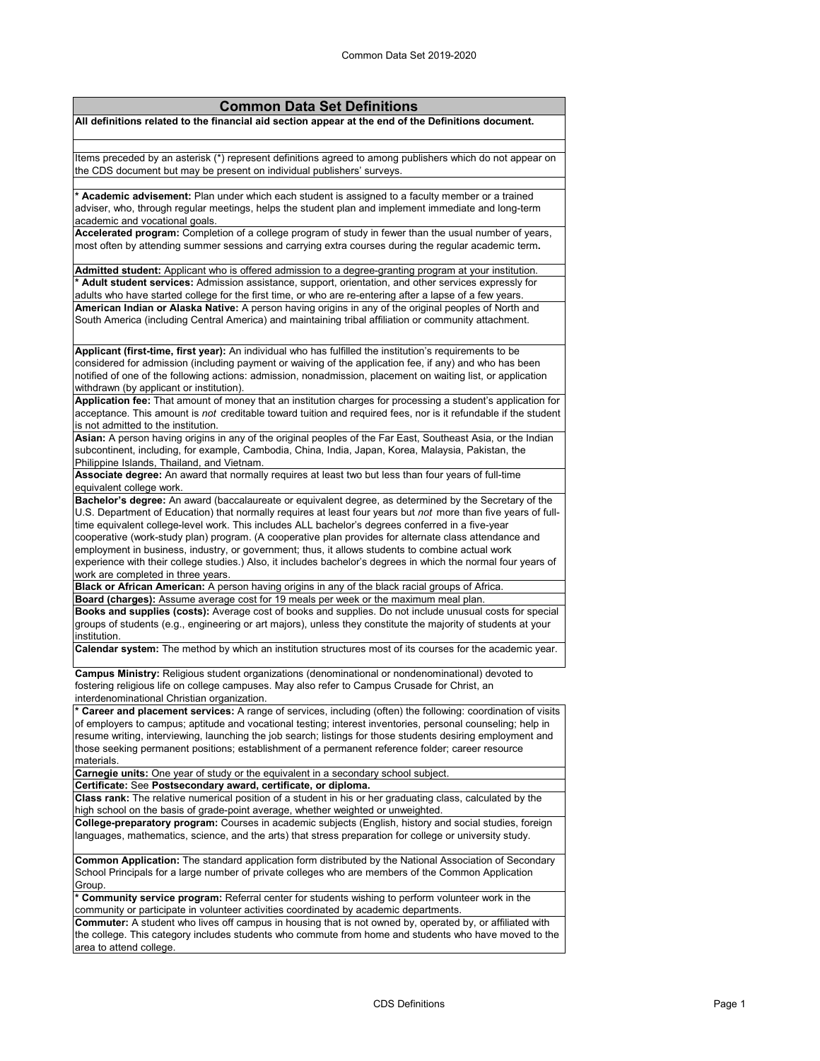# Common Data Set Definitions

**All definitions related to the financial aid section appear at the end of the Definitions document.**

Items preceded by an asterisk (*) represent definitions agreed to among publishers which do not appear on the CDS document but may be present on individual publishers' surveys.

**\* Academic advisement:** Plan under which each student is assigned to a faculty member or a trained adviser, who, through regular meetings, helps the student plan and implement immediate and long-term academic and vocational goals.

**Accelerated program:** Completion of a college program of study in fewer than the usual number of years, most often by attending summer sessions and carrying extra courses during the regular academic term**.**

**Admitted student:** Applicant who is offered admission to a degree-granting program at your institution.

**\* Adult student services:** Admission assistance, support, orientation, and other services expressly for adults who have started college for the first time, or who are re-entering after a lapse of a few years.

**American Indian or Alaska Native:** A person having origins in any of the original peoples of North and South America (including Central America) and maintaining tribal affiliation or community attachment.

**Applicant (first-time, first year):** An individual who has fulfilled the institution's requirements to be considered for admission (including payment or waiving of the application fee, if any) and who has been notified of one of the following actions: admission, nonadmission, placement on waiting list, or application withdrawn (by applicant or institution).

**Application fee:** That amount of money that an institution charges for processing a student's application for acceptance. This amount is *not* creditable toward tuition and required fees, nor is it refundable if the student is not admitted to the institution.

**Asian:** A person having origins in any of the original peoples of the Far East, Southeast Asia, or the Indian subcontinent, including, for example, Cambodia, China, India, Japan, Korea, Malaysia, Pakistan, the Philippine Islands, Thailand, and Vietnam.

**Associate degree:** An award that normally requires at least two but less than four years of full-time equivalent college work.

**Bachelor's degree:** An award (baccalaureate or equivalent degree, as determined by the Secretary of the U.S. Department of Education) that normally requires at least four years but *not* more than five years of full-time equivalent college-level work. This includes ALL bachelor's degrees conferred in a five-year cooperative (work-study plan) program. (A cooperative plan provides for alternate class attendance and employment in business, industry, or government; thus, it allows students to combine actual work experience with their college studies.) Also, it includes bachelor's degrees in which the normal four years of work are completed in three years.

**Black or African American:** A person having origins in any of the black racial groups of Africa.

**Board (charges):** Assume average cost for 19 meals per week or the maximum meal plan.

**Books and supplies (costs):** Average cost of books and supplies. Do not include unusual costs for special groups of students (e.g., engineering or art majors), unless they constitute the majority of students at your institution.

**Calendar system:** The method by which an institution structures most of its courses for the academic year.

**Campus Ministry:** Religious student organizations (denominational or nondenominational) devoted to fostering religious life on college campuses. May also refer to Campus Crusade for Christ, an interdenominational Christian organization.

**\* Career and placement services:** A range of services, including (often) the following: coordination of visits of employers to campus; aptitude and vocational testing; interest inventories, personal counseling; help in resume writing, interviewing, launching the job search; listings for those students desiring employment and those seeking permanent positions; establishment of a permanent reference folder; career resource materials.

**Carnegie units:** One year of study or the equivalent in a secondary school subject.

**Certificate:** See **Postsecondary award, certificate, or diploma.**

**Class rank:** The relative numerical position of a student in his or her graduating class, calculated by the high school on the basis of grade-point average, whether weighted or unweighted.

**College-preparatory program:** Courses in academic subjects (English, history and social studies, foreign languages, mathematics, science, and the arts) that stress preparation for college or university study.

**Common Application:** The standard application form distributed by the National Association of Secondary School Principals for a large number of private colleges who are members of the Common Application Group.

**\* Community service program:** Referral center for students wishing to perform volunteer work in the community or participate in volunteer activities coordinated by academic departments.

**Commuter:** A student who lives off campus in housing that is not owned by, operated by, or affiliated with the college. This category includes students who commute from home and students who have moved to the area to attend college.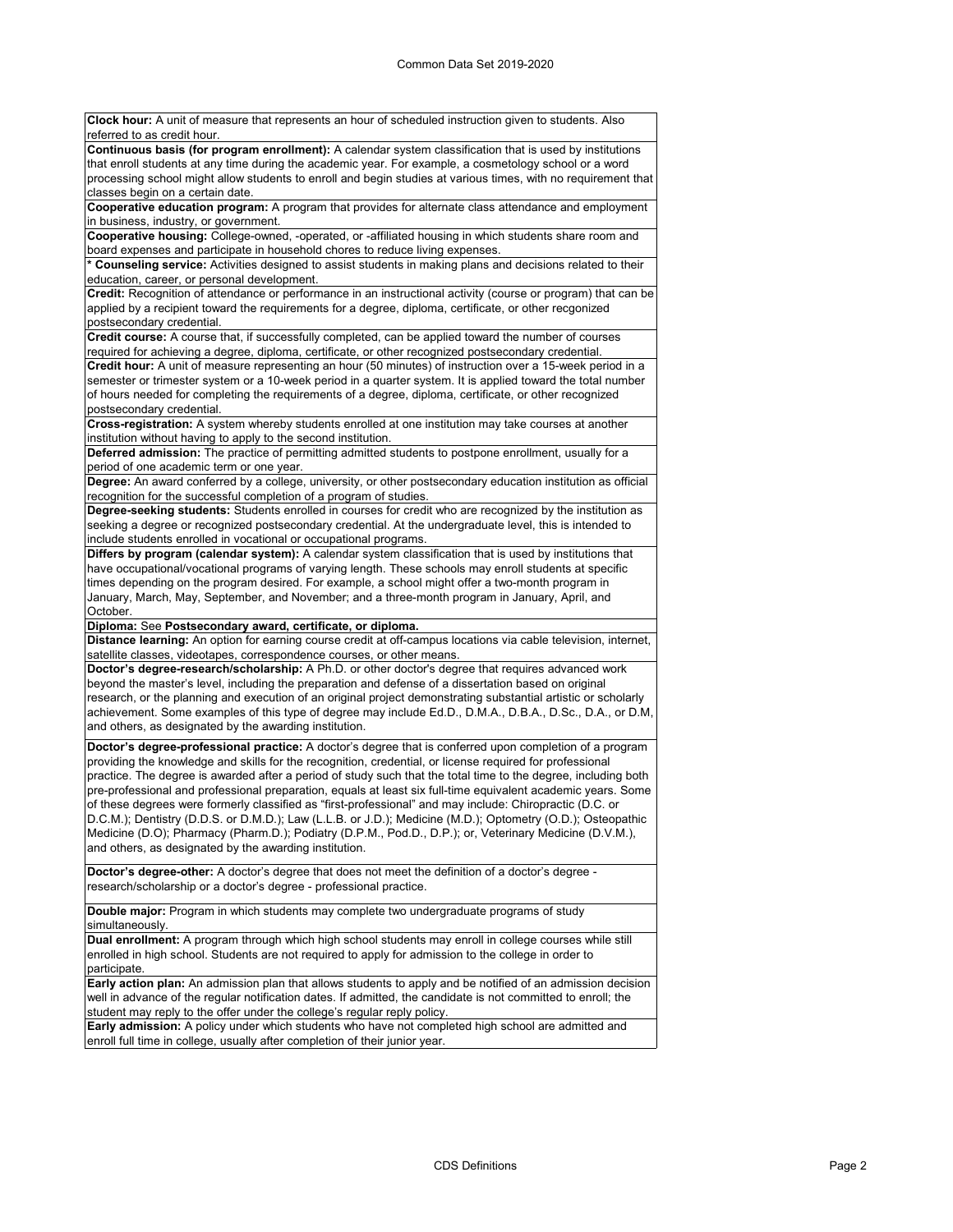**Clock hour:** A unit of measure that represents an hour of scheduled instruction given to students. Also referred to as credit hour.

**Continuous basis (for program enrollment):** A calendar system classification that is used by institutions that enroll students at any time during the academic year. For example, a cosmetology school or a word processing school might allow students to enroll and begin studies at various times, with no requirement that classes begin on a certain date.

**Cooperative education program:** A program that provides for alternate class attendance and employment in business, industry, or government.

**Cooperative housing:** College-owned, -operated, or -affiliated housing in which students share room and board expenses and participate in household chores to reduce living expenses.

* **Counseling service:** Activities designed to assist students in making plans and decisions related to their education, career, or personal development.

**Credit:** Recognition of attendance or performance in an instructional activity (course or program) that can be applied by a recipient toward the requirements for a degree, diploma, certificate, or other recgonized postsecondary credential.

**Credit course:** A course that, if successfully completed, can be applied toward the number of courses required for achieving a degree, diploma, certificate, or other recognized postsecondary credential.

**Credit hour:** A unit of measure representing an hour (50 minutes) of instruction over a 15-week period in a semester or trimester system or a 10-week period in a quarter system. It is applied toward the total number of hours needed for completing the requirements of a degree, diploma, certificate, or other recognized postsecondary credential.

**Cross-registration:** A system whereby students enrolled at one institution may take courses at another institution without having to apply to the second institution.

**Deferred admission:** The practice of permitting admitted students to postpone enrollment, usually for a period of one academic term or one year.

**Degree:** An award conferred by a college, university, or other postsecondary education institution as official recognition for the successful completion of a program of studies.

**Degree-seeking students:** Students enrolled in courses for credit who are recognized by the institution as seeking a degree or recognized postsecondary credential. At the undergraduate level, this is intended to include students enrolled in vocational or occupational programs.

**Differs by program (calendar system):** A calendar system classification that is used by institutions that have occupational/vocational programs of varying length. These schools may enroll students at specific times depending on the program desired. For example, a school might offer a two-month program in January, March, May, September, and November; and a three-month program in January, April, and October.

**Diploma:** See **Postsecondary award, certificate, or diploma.**

**Distance learning:** An option for earning course credit at off-campus locations via cable television, internet, satellite classes, videotapes, correspondence courses, or other means.

**Doctor's degree-research/scholarship:** A Ph.D. or other doctor's degree that requires advanced work beyond the master's level, including the preparation and defense of a dissertation based on original research, or the planning and execution of an original project demonstrating substantial artistic or scholarly achievement. Some examples of this type of degree may include Ed.D., D.M.A., D.B.A., D.Sc., D.A., or D.M, and others, as designated by the awarding institution.

**Doctor's degree-professional practice:** A doctor's degree that is conferred upon completion of a program providing the knowledge and skills for the recognition, credential, or license required for professional practice. The degree is awarded after a period of study such that the total time to the degree, including both pre-professional and professional preparation, equals at least six full-time equivalent academic years. Some of these degrees were formerly classified as "first-professional" and may include: Chiropractic (D.C. or D.C.M.); Dentistry (D.D.S. or D.M.D.); Law (L.L.B. or J.D.); Medicine (M.D.); Optometry (O.D.); Osteopathic Medicine (D.O); Pharmacy (Pharm.D.); Podiatry (D.P.M., Pod.D., D.P.); or, Veterinary Medicine (D.V.M.), and others, as designated by the awarding institution.

**Doctor's degree-other:** A doctor's degree that does not meet the definition of a doctor's degree - research/scholarship or a doctor's degree - professional practice.

**Double major:** Program in which students may complete two undergraduate programs of study simultaneously.

**Dual enrollment:** A program through which high school students may enroll in college courses while still enrolled in high school. Students are not required to apply for admission to the college in order to participate.

**Early action plan:** An admission plan that allows students to apply and be notified of an admission decision well in advance of the regular notification dates. If admitted, the candidate is not committed to enroll; the student may reply to the offer under the college's regular reply policy.

**Early admission:** A policy under which students who have not completed high school are admitted and enroll full time in college, usually after completion of their junior year.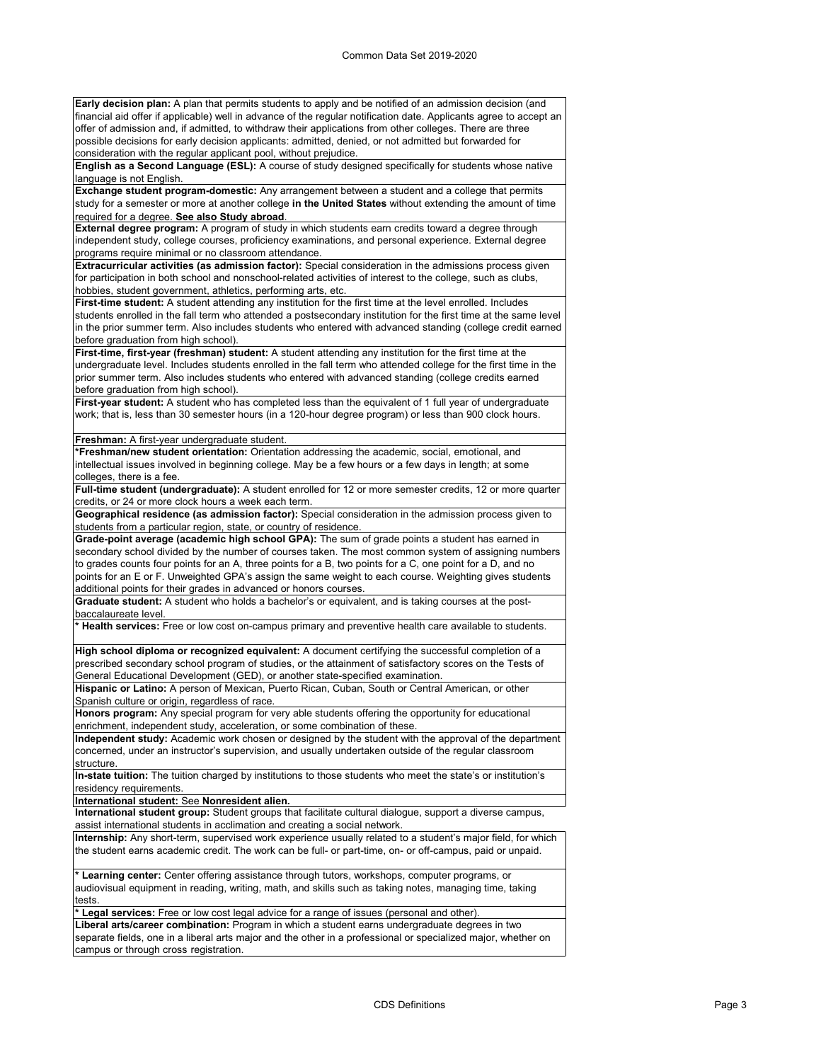**Early decision plan:** A plan that permits students to apply and be notified of an admission decision (and financial aid offer if applicable) well in advance of the regular notification date. Applicants agree to accept an offer of admission and, if admitted, to withdraw their applications from other colleges. There are three possible decisions for early decision applicants: admitted, denied, or not admitted but forwarded for consideration with the regular applicant pool, without prejudice.

**English as a Second Language (ESL):** A course of study designed specifically for students whose native language is not English.

**Exchange student program-domestic:** Any arrangement between a student and a college that permits study for a semester or more at another college **in the United States** without extending the amount of time required for a degree. **See also Study abroad**.

**External degree program:** A program of study in which students earn credits toward a degree through independent study, college courses, proficiency examinations, and personal experience. External degree programs require minimal or no classroom attendance.

**Extracurricular activities (as admission factor):** Special consideration in the admissions process given for participation in both school and nonschool-related activities of interest to the college, such as clubs, hobbies, student government, athletics, performing arts, etc.

**First-time student:** A student attending any institution for the first time at the level enrolled. Includes students enrolled in the fall term who attended a postsecondary institution for the first time at the same level in the prior summer term. Also includes students who entered with advanced standing (college credit earned before graduation from high school).

**First-time, first-year (freshman) student:** A student attending any institution for the first time at the undergraduate level. Includes students enrolled in the fall term who attended college for the first time in the prior summer term. Also includes students who entered with advanced standing (college credits earned before graduation from high school).

**First-year student:** A student who has completed less than the equivalent of 1 full year of undergraduate work; that is, less than 30 semester hours (in a 120-hour degree program) or less than 900 clock hours.

**Freshman:** A first-year undergraduate student.

***Freshman/new student orientation:** Orientation addressing the academic, social, emotional, and intellectual issues involved in beginning college. May be a few hours or a few days in length; at some colleges, there is a fee.

**Full-time student (undergraduate):** A student enrolled for 12 or more semester credits, 12 or more quarter credits, or 24 or more clock hours a week each term.

**Geographical residence (as admission factor):** Special consideration in the admission process given to students from a particular region, state, or country of residence.

**Grade-point average (academic high school GPA):** The sum of grade points a student has earned in secondary school divided by the number of courses taken. The most common system of assigning numbers to grades counts four points for an A, three points for a B, two points for a C, one point for a D, and no points for an E or F. Unweighted GPA's assign the same weight to each course. Weighting gives students additional points for their grades in advanced or honors courses.

**Graduate student:** A student who holds a bachelor's or equivalent, and is taking courses at the post-baccalaureate level.

*** Health services:** Free or low cost on-campus primary and preventive health care available to students.

**High school diploma or recognized equivalent:** A document certifying the successful completion of a prescribed secondary school program of studies, or the attainment of satisfactory scores on the Tests of General Educational Development (GED), or another state-specified examination.

**Hispanic or Latino:** A person of Mexican, Puerto Rican, Cuban, South or Central American, or other Spanish culture or origin, regardless of race.

**Honors program:** Any special program for very able students offering the opportunity for educational enrichment, independent study, acceleration, or some combination of these.

**Independent study:** Academic work chosen or designed by the student with the approval of the department concerned, under an instructor's supervision, and usually undertaken outside of the regular classroom structure.

**In-state tuition:** The tuition charged by institutions to those students who meet the state's or institution's residency requirements.

**International student:** See **Nonresident alien.**

**International student group:** Student groups that facilitate cultural dialogue, support a diverse campus, assist international students in acclimation and creating a social network.

**Internship:** Any short-term, supervised work experience usually related to a student's major field, for which the student earns academic credit. The work can be full- or part-time, on- or off-campus, paid or unpaid.

*** Learning center:** Center offering assistance through tutors, workshops, computer programs, or audiovisual equipment in reading, writing, math, and skills such as taking notes, managing time, taking tests.

*** Legal services:** Free or low cost legal advice for a range of issues (personal and other).

**Liberal arts/career combination:** Program in which a student earns undergraduate degrees in two separate fields, one in a liberal arts major and the other in a professional or specialized major, whether on campus or through cross registration.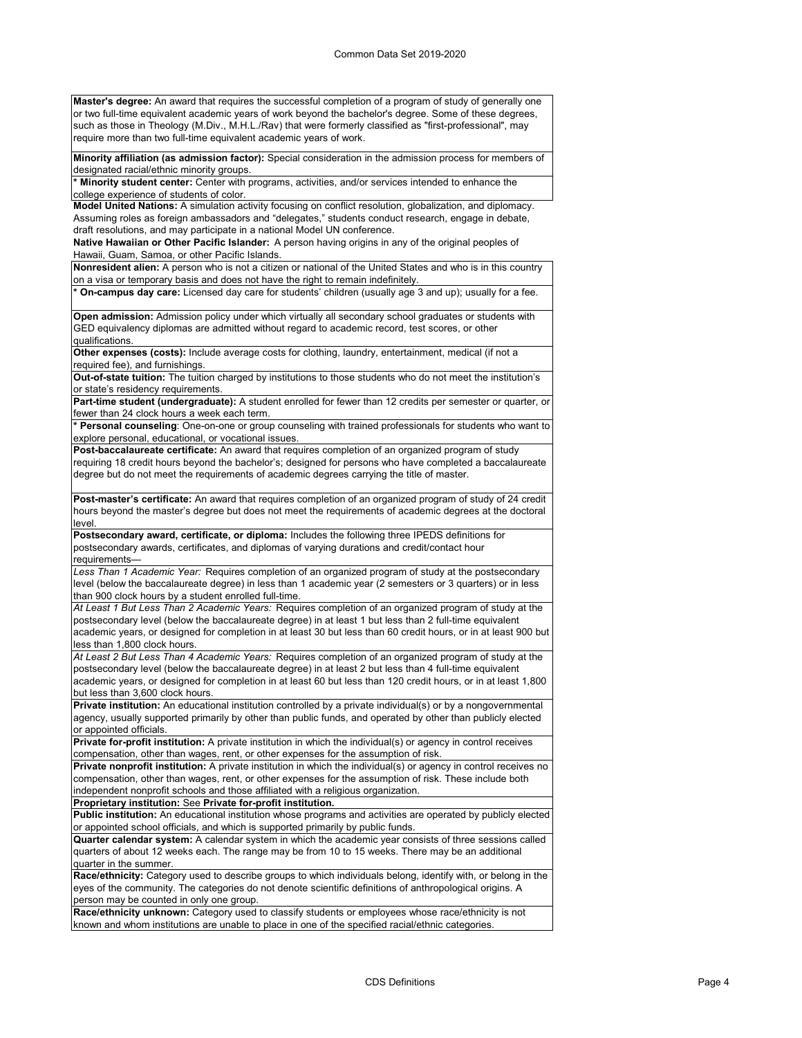**Master's degree:** An award that requires the successful completion of a program of study of generally one or two full-time equivalent academic years of work beyond the bachelor's degree. Some of these degrees, such as those in Theology (M.Div., M.H.L./Rav) that were formerly classified as "first-professional", may require more than two full-time equivalent academic years of work.

**Minority affiliation (as admission factor):** Special consideration in the admission process for members of designated racial/ethnic minority groups.

\* **Minority student center:** Center with programs, activities, and/or services intended to enhance the college experience of students of color.

**Model United Nations:** A simulation activity focusing on conflict resolution, globalization, and diplomacy. Assuming roles as foreign ambassadors and "delegates," students conduct research, engage in debate, draft resolutions, and may participate in a national Model UN conference.

**Native Hawaiian or Other Pacific Islander:** A person having origins in any of the original peoples of Hawaii, Guam, Samoa, or other Pacific Islands.

**Nonresident alien:** A person who is not a citizen or national of the United States and who is in this country on a visa or temporary basis and does not have the right to remain indefinitely.

\* **On-campus day care:** Licensed day care for students' children (usually age 3 and up); usually for a fee.

**Open admission:** Admission policy under which virtually all secondary school graduates or students with GED equivalency diplomas are admitted without regard to academic record, test scores, or other qualifications.

**Other expenses (costs):** Include average costs for clothing, laundry, entertainment, medical (if not a required fee), and furnishings.

**Out-of-state tuition:** The tuition charged by institutions to those students who do not meet the institution's or state's residency requirements.

**Part-time student (undergraduate):** A student enrolled for fewer than 12 credits per semester or quarter, or fewer than 24 clock hours a week each term.

\* **Personal counseling**: One-on-one or group counseling with trained professionals for students who want to explore personal, educational, or vocational issues.

**Post-baccalaureate certificate:** An award that requires completion of an organized program of study requiring 18 credit hours beyond the bachelor's; designed for persons who have completed a baccalaureate degree but do not meet the requirements of academic degrees carrying the title of master.

**Post-master's certificate:** An award that requires completion of an organized program of study of 24 credit hours beyond the master's degree but does not meet the requirements of academic degrees at the doctoral level.

**Postsecondary award, certificate, or diploma:** Includes the following three IPEDS definitions for postsecondary awards, certificates, and diplomas of varying durations and credit/contact hour requirements—

*Less Than 1 Academic Year:* Requires completion of an organized program of study at the postsecondary level (below the baccalaureate degree) in less than 1 academic year (2 semesters or 3 quarters) or in less than 900 clock hours by a student enrolled full-time.

*At Least 1 But Less Than 2 Academic Years:* Requires completion of an organized program of study at the postsecondary level (below the baccalaureate degree) in at least 1 but less than 2 full-time equivalent academic years, or designed for completion in at least 30 but less than 60 credit hours, or in at least 900 but less than 1,800 clock hours.

*At Least 2 But Less Than 4 Academic Years:* Requires completion of an organized program of study at the postsecondary level (below the baccalaureate degree) in at least 2 but less than 4 full-time equivalent academic years, or designed for completion in at least 60 but less than 120 credit hours, or in at least 1,800 but less than 3,600 clock hours.

**Private institution:** An educational institution controlled by a private individual(s) or by a nongovernmental agency, usually supported primarily by other than public funds, and operated by other than publicly elected or appointed officials.

**Private for-profit institution:** A private institution in which the individual(s) or agency in control receives compensation, other than wages, rent, or other expenses for the assumption of risk.

**Private nonprofit institution:** A private institution in which the individual(s) or agency in control receives no compensation, other than wages, rent, or other expenses for the assumption of risk. These include both independent nonprofit schools and those affiliated with a religious organization.

**Proprietary institution:** See **Private for-profit institution.**

**Public institution:** An educational institution whose programs and activities are operated by publicly elected or appointed school officials, and which is supported primarily by public funds.

**Quarter calendar system:** A calendar system in which the academic year consists of three sessions called quarters of about 12 weeks each. The range may be from 10 to 15 weeks. There may be an additional quarter in the summer.

**Race/ethnicity:** Category used to describe groups to which individuals belong, identify with, or belong in the eyes of the community. The categories do not denote scientific definitions of anthropological origins. A person may be counted in only one group.

**Race/ethnicity unknown:** Category used to classify students or employees whose race/ethnicity is not known and whom institutions are unable to place in one of the specified racial/ethnic categories.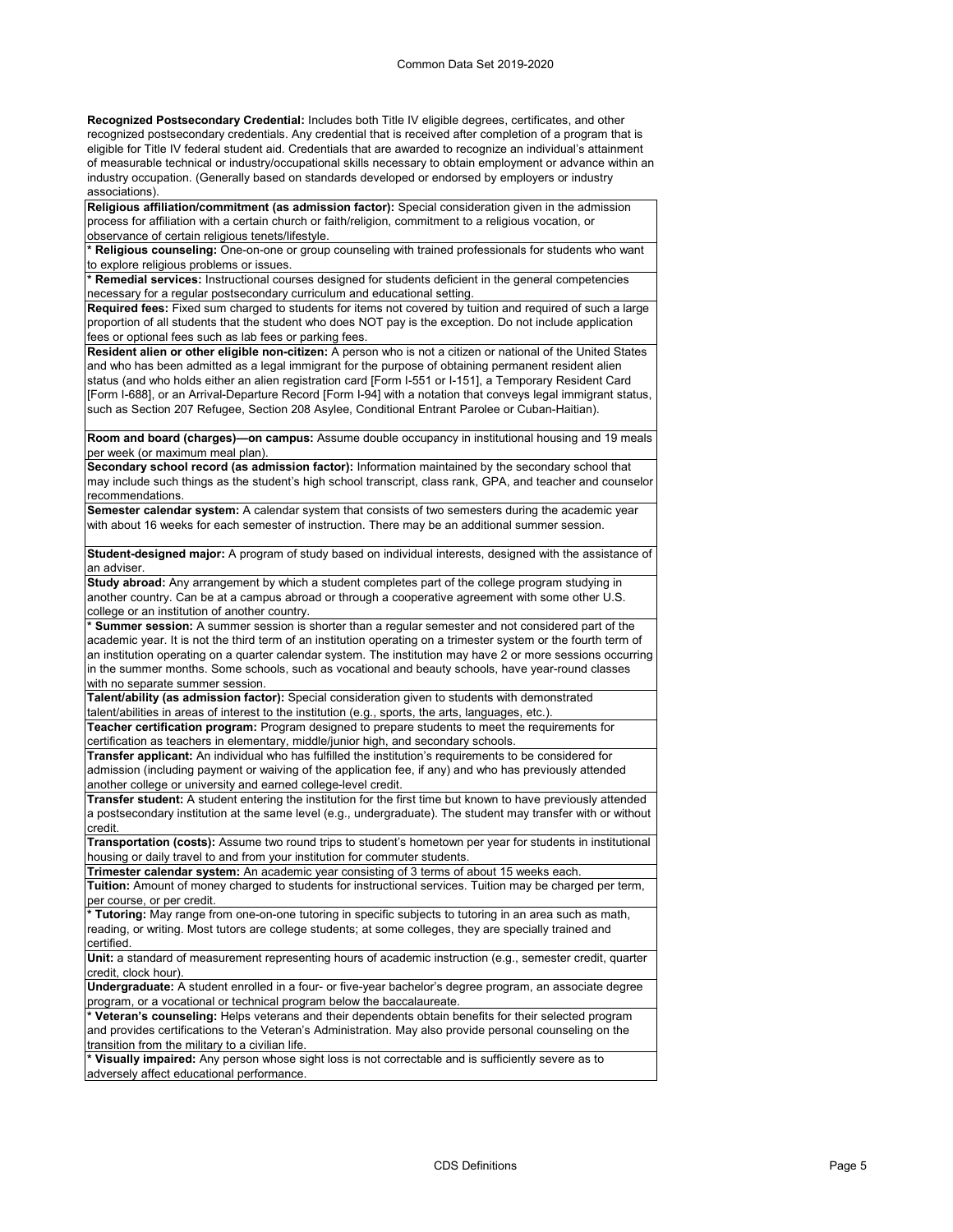**Recognized Postsecondary Credential:** Includes both Title IV eligible degrees, certificates, and other recognized postsecondary credentials. Any credential that is received after completion of a program that is eligible for Title IV federal student aid. Credentials that are awarded to recognize an individual's attainment of measurable technical or industry/occupational skills necessary to obtain employment or advance within an industry occupation. (Generally based on standards developed or endorsed by employers or industry associations).

**Religious affiliation/commitment (as admission factor):** Special consideration given in the admission process for affiliation with a certain church or faith/religion, commitment to a religious vocation, or observance of certain religious tenets/lifestyle.

\* **Religious counseling:** One-on-one or group counseling with trained professionals for students who want to explore religious problems or issues.

\* **Remedial services:** Instructional courses designed for students deficient in the general competencies necessary for a regular postsecondary curriculum and educational setting.

**Required fees:** Fixed sum charged to students for items not covered by tuition and required of such a large proportion of all students that the student who does NOT pay is the exception. Do not include application fees or optional fees such as lab fees or parking fees.

**Resident alien or other eligible non-citizen:** A person who is not a citizen or national of the United States and who has been admitted as a legal immigrant for the purpose of obtaining permanent resident alien status (and who holds either an alien registration card [Form I-551 or I-151], a Temporary Resident Card [Form I-688], or an Arrival-Departure Record [Form I-94] with a notation that conveys legal immigrant status, such as Section 207 Refugee, Section 208 Asylee, Conditional Entrant Parolee or Cuban-Haitian).

**Room and board (charges)—on campus:** Assume double occupancy in institutional housing and 19 meals per week (or maximum meal plan).

**Secondary school record (as admission factor):** Information maintained by the secondary school that may include such things as the student's high school transcript, class rank, GPA, and teacher and counselor recommendations.

**Semester calendar system:** A calendar system that consists of two semesters during the academic year with about 16 weeks for each semester of instruction. There may be an additional summer session.

**Student-designed major:** A program of study based on individual interests, designed with the assistance of an adviser.

**Study abroad:** Any arrangement by which a student completes part of the college program studying in another country. Can be at a campus abroad or through a cooperative agreement with some other U.S. college or an institution of another country.

\* **Summer session:** A summer session is shorter than a regular semester and not considered part of the academic year. It is not the third term of an institution operating on a trimester system or the fourth term of an institution operating on a quarter calendar system. The institution may have 2 or more sessions occurring in the summer months. Some schools, such as vocational and beauty schools, have year-round classes with no separate summer session.

**Talent/ability (as admission factor):** Special consideration given to students with demonstrated talent/abilities in areas of interest to the institution (e.g., sports, the arts, languages, etc.).

**Teacher certification program:** Program designed to prepare students to meet the requirements for certification as teachers in elementary, middle/junior high, and secondary schools.

**Transfer applicant:** An individual who has fulfilled the institution's requirements to be considered for admission (including payment or waiving of the application fee, if any) and who has previously attended another college or university and earned college-level credit.

**Transfer student:** A student entering the institution for the first time but known to have previously attended a postsecondary institution at the same level (e.g., undergraduate). The student may transfer with or without credit.

**Transportation (costs):** Assume two round trips to student's hometown per year for students in institutional housing or daily travel to and from your institution for commuter students.

**Trimester calendar system:** An academic year consisting of 3 terms of about 15 weeks each.

**Tuition:** Amount of money charged to students for instructional services. Tuition may be charged per term, per course, or per credit.

\* **Tutoring:** May range from one-on-one tutoring in specific subjects to tutoring in an area such as math, reading, or writing. Most tutors are college students; at some colleges, they are specially trained and certified.

**Unit:** a standard of measurement representing hours of academic instruction (e.g., semester credit, quarter credit, clock hour).

**Undergraduate:** A student enrolled in a four- or five-year bachelor's degree program, an associate degree program, or a vocational or technical program below the baccalaureate.

\* **Veteran's counseling:** Helps veterans and their dependents obtain benefits for their selected program and provides certifications to the Veteran's Administration. May also provide personal counseling on the transition from the military to a civilian life.

\* **Visually impaired:** Any person whose sight loss is not correctable and is sufficiently severe as to adversely affect educational performance.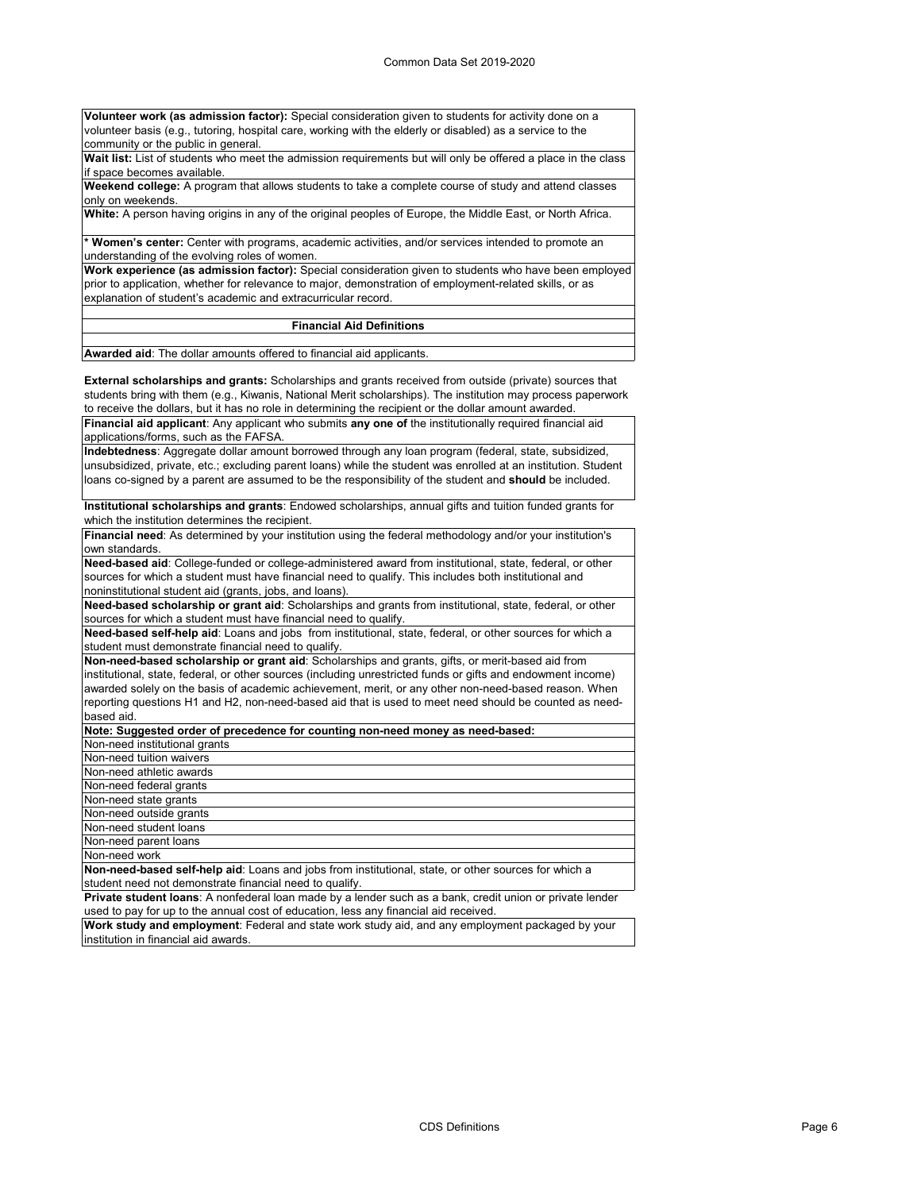**Volunteer work (as admission factor):** Special consideration given to students for activity done on a volunteer basis (e.g., tutoring, hospital care, working with the elderly or disabled) as a service to the community or the public in general.

**Wait list:** List of students who meet the admission requirements but will only be offered a place in the class if space becomes available.

**Weekend college:** A program that allows students to take a complete course of study and attend classes only on weekends.

**White:** A person having origins in any of the original peoples of Europe, the Middle East, or North Africa.

**\* Women's center:** Center with programs, academic activities, and/or services intended to promote an understanding of the evolving roles of women.

**Work experience (as admission factor):** Special consideration given to students who have been employed prior to application, whether for relevance to major, demonstration of employment-related skills, or as explanation of student's academic and extracurricular record.

## Financial Aid Definitions

**Awarded aid**: The dollar amounts offered to financial aid applicants.

**External scholarships and grants:** Scholarships and grants received from outside (private) sources that students bring with them (e.g., Kiwanis, National Merit scholarships). The institution may process paperwork to receive the dollars, but it has no role in determining the recipient or the dollar amount awarded.

**Financial aid applicant**: Any applicant who submits **any one of** the institutionally required financial aid applications/forms, such as the FAFSA.

**Indebtedness**: Aggregate dollar amount borrowed through any loan program (federal, state, subsidized, unsubsidized, private, etc.; excluding parent loans) while the student was enrolled at an institution. Student loans co-signed by a parent are assumed to be the responsibility of the student and **should** be included.

**Institutional scholarships and grants**: Endowed scholarships, annual gifts and tuition funded grants for which the institution determines the recipient.

**Financial need**: As determined by your institution using the federal methodology and/or your institution's own standards.

**Need-based aid**: College-funded or college-administered award from institutional, state, federal, or other sources for which a student must have financial need to qualify. This includes both institutional and noninstitutional student aid (grants, jobs, and loans).

**Need-based scholarship or grant aid**: Scholarships and grants from institutional, state, federal, or other sources for which a student must have financial need to qualify.

**Need-based self-help aid**: Loans and jobs from institutional, state, federal, or other sources for which a student must demonstrate financial need to qualify.

**Non-need-based scholarship or grant aid**: Scholarships and grants, gifts, or merit-based aid from institutional, state, federal, or other sources (including unrestricted funds or gifts and endowment income) awarded solely on the basis of academic achievement, merit, or any other non-need-based reason. When reporting questions H1 and H2, non-need-based aid that is used to meet need should be counted as need-based aid.

**Note: Suggested order of precedence for counting non-need money as need-based:**

- Non-need institutional grants
- Non-need tuition waivers
- Non-need athletic awards
- Non-need federal grants
- Non-need state grants
- Non-need outside grants
- Non-need student loans
- Non-need parent loans
- Non-need work

**Non-need-based self-help aid**: Loans and jobs from institutional, state, or other sources for which a student need not demonstrate financial need to qualify.

**Private student loans**: A nonfederal loan made by a lender such as a bank, credit union or private lender used to pay for up to the annual cost of education, less any financial aid received.

**Work study and employment**: Federal and state work study aid, and any employment packaged by your institution in financial aid awards.